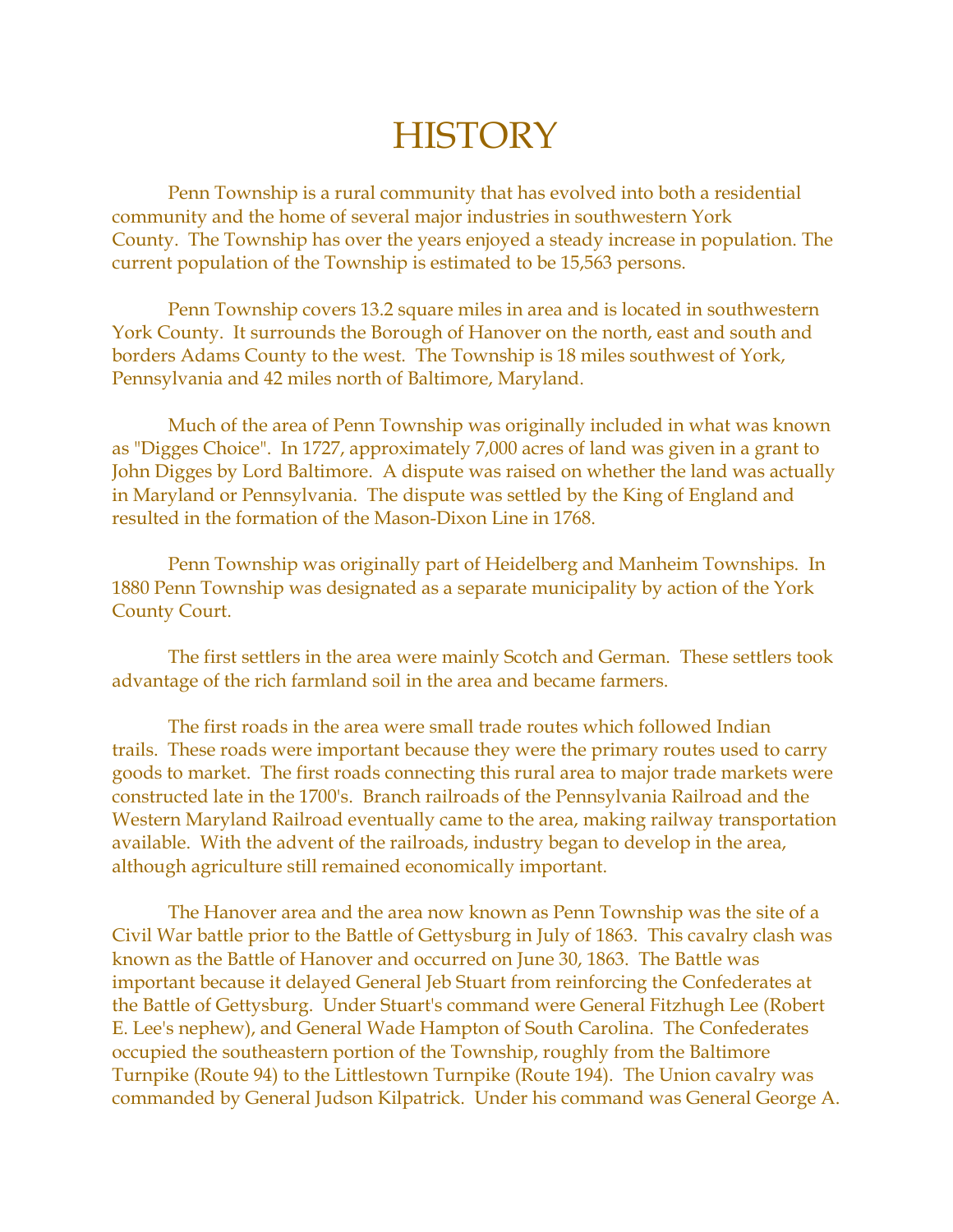# HISTORY

Penn Township is a rural community that has evolved into both a residential community and the home of several major industries in southwestern York County. The Township has over the years enjoyed a steady increase in population. The current population of the Township is estimated to be 15,563 persons.

Penn Township covers 13.2 square miles in area and is located in southwestern York County. It surrounds the Borough of Hanover on the north, east and south and borders Adams County to the west. The Township is 18 miles southwest of York, Pennsylvania and 42 miles north of Baltimore, Maryland.

Much of the area of Penn Township was originally included in what was known as "Digges Choice". In 1727, approximately 7,000 acres of land was given in a grant to John Digges by Lord Baltimore. A dispute was raised on whether the land was actually in Maryland or Pennsylvania. The dispute was settled by the King of England and resulted in the formation of the Mason-Dixon Line in 1768.

Penn Township was originally part of Heidelberg and Manheim Townships. In 1880 Penn Township was designated as a separate municipality by action of the York County Court.

The first settlers in the area were mainly Scotch and German. These settlers took advantage of the rich farmland soil in the area and became farmers.

The first roads in the area were small trade routes which followed Indian trails. These roads were important because they were the primary routes used to carry goods to market. The first roads connecting this rural area to major trade markets were constructed late in the 1700's. Branch railroads of the Pennsylvania Railroad and the Western Maryland Railroad eventually came to the area, making railway transportation available. With the advent of the railroads, industry began to develop in the area, although agriculture still remained economically important.

The Hanover area and the area now known as Penn Township was the site of a Civil War battle prior to the Battle of Gettysburg in July of 1863. This cavalry clash was known as the Battle of Hanover and occurred on June 30, 1863. The Battle was important because it delayed General Jeb Stuart from reinforcing the Confederates at the Battle of Gettysburg. Under Stuart's command were General Fitzhugh Lee (Robert E. Lee's nephew), and General Wade Hampton of South Carolina. The Confederates occupied the southeastern portion of the Township, roughly from the Baltimore Turnpike (Route 94) to the Littlestown Turnpike (Route 194). The Union cavalry was commanded by General Judson Kilpatrick. Under his command was General George A.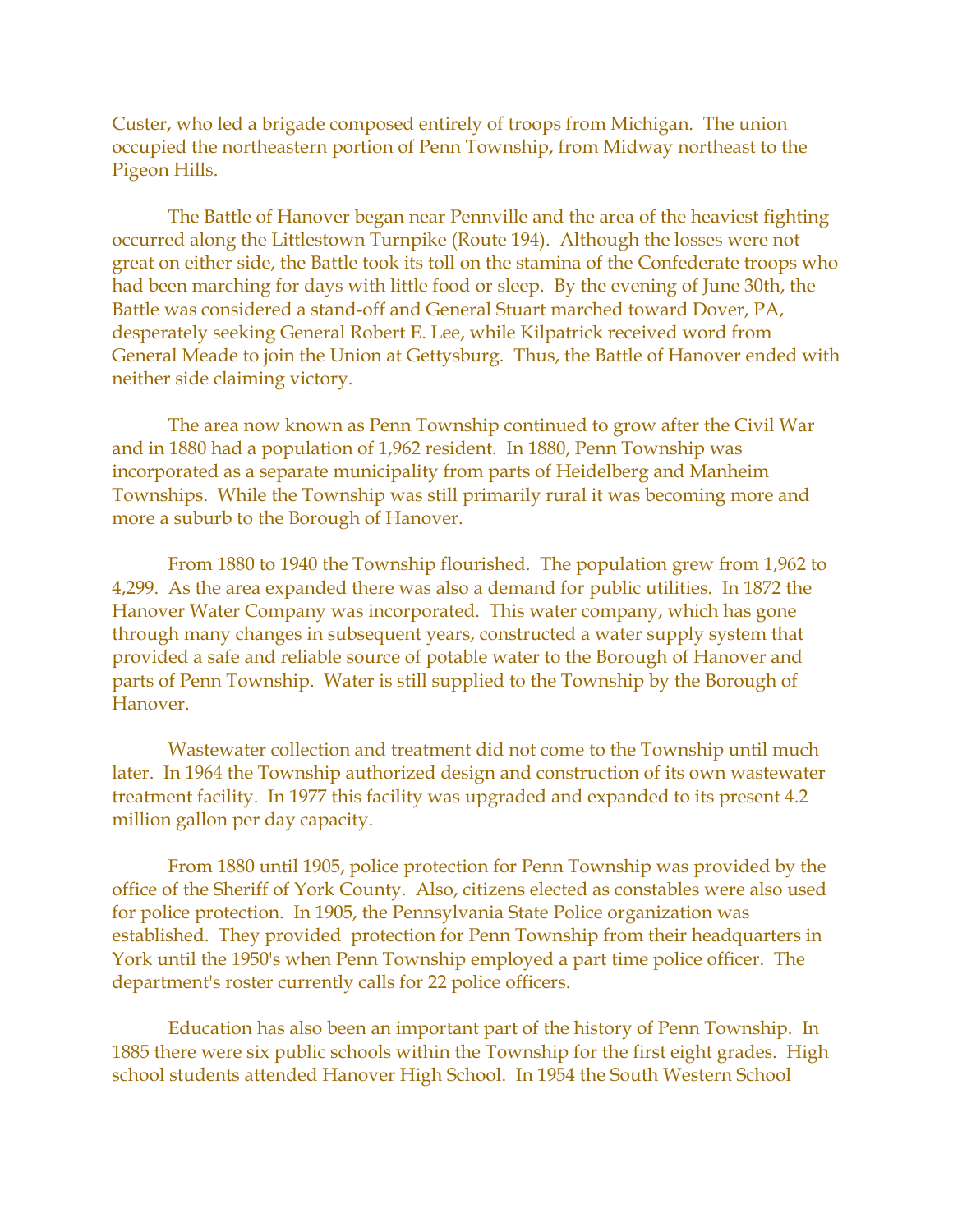Custer, who led a brigade composed entirely of troops from Michigan. The union occupied the northeastern portion of Penn Township, from Midway northeast to the Pigeon Hills.

The Battle of Hanover began near Pennville and the area of the heaviest fighting occurred along the Littlestown Turnpike (Route 194). Although the losses were not great on either side, the Battle took its toll on the stamina of the Confederate troops who had been marching for days with little food or sleep. By the evening of June 30th, the Battle was considered a stand-off and General Stuart marched toward Dover, PA, desperately seeking General Robert E. Lee, while Kilpatrick received word from General Meade to join the Union at Gettysburg. Thus, the Battle of Hanover ended with neither side claiming victory.

The area now known as Penn Township continued to grow after the Civil War and in 1880 had a population of 1,962 resident. In 1880, Penn Township was incorporated as a separate municipality from parts of Heidelberg and Manheim Townships. While the Township was still primarily rural it was becoming more and more a suburb to the Borough of Hanover.

From 1880 to 1940 the Township flourished. The population grew from 1,962 to 4,299. As the area expanded there was also a demand for public utilities. In 1872 the Hanover Water Company was incorporated. This water company, which has gone through many changes in subsequent years, constructed a water supply system that provided a safe and reliable source of potable water to the Borough of Hanover and parts of Penn Township. Water is still supplied to the Township by the Borough of Hanover.

Wastewater collection and treatment did not come to the Township until much later. In 1964 the Township authorized design and construction of its own wastewater treatment facility. In 1977 this facility was upgraded and expanded to its present 4.2 million gallon per day capacity.

From 1880 until 1905, police protection for Penn Township was provided by the office of the Sheriff of York County. Also, citizens elected as constables were also used for police protection. In 1905, the Pennsylvania State Police organization was established. They provided protection for Penn Township from their headquarters in York until the 1950's when Penn Township employed a part time police officer. The department's roster currently calls for 22 police officers.

Education has also been an important part of the history of Penn Township. In 1885 there were six public schools within the Township for the first eight grades. High school students attended Hanover High School. In 1954 the South Western School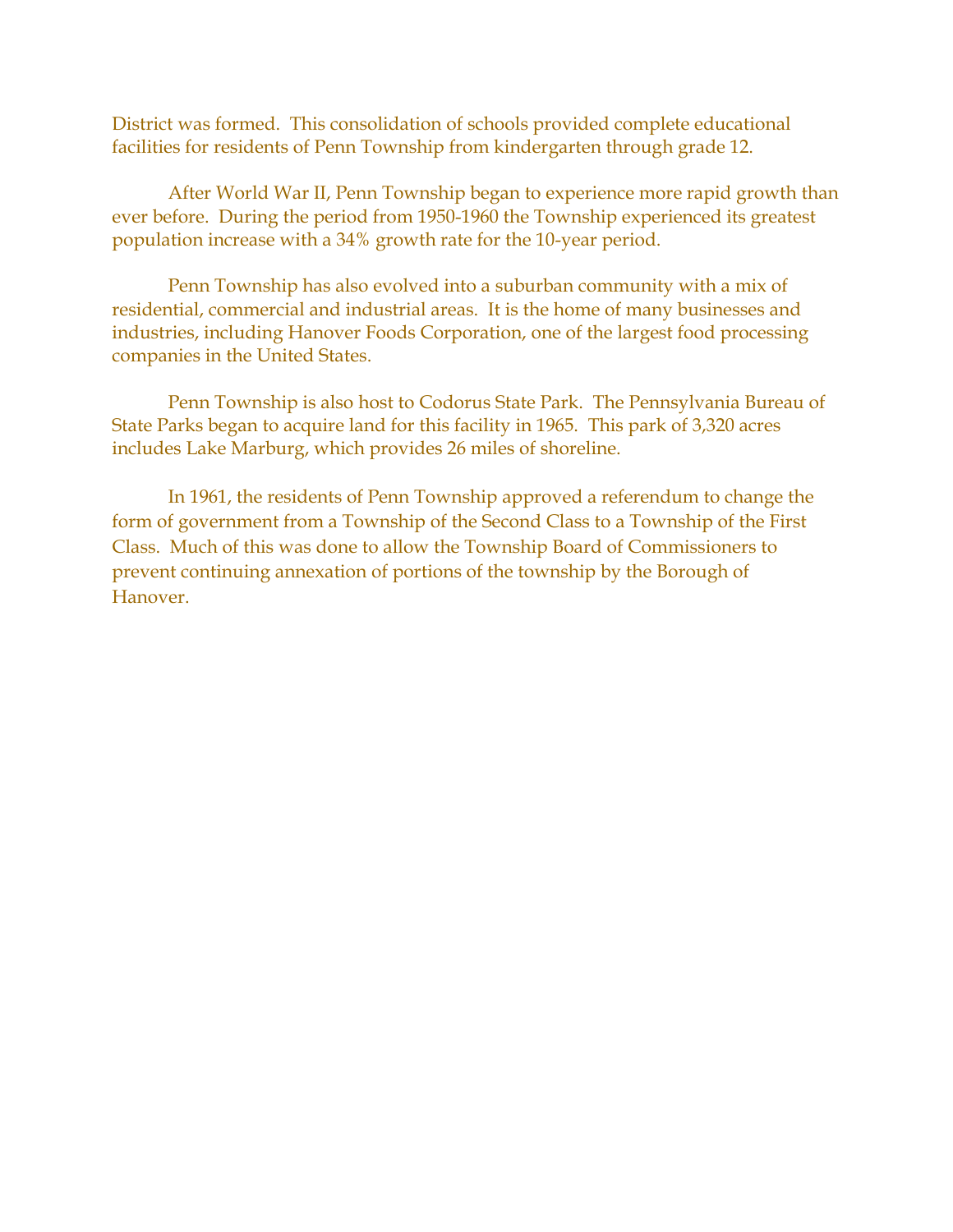District was formed. This consolidation of schools provided complete educational facilities for residents of Penn Township from kindergarten through grade 12.

After World War II, Penn Township began to experience more rapid growth than ever before. During the period from 1950-1960 the Township experienced its greatest population increase with a 34% growth rate for the 10-year period.

Penn Township has also evolved into a suburban community with a mix of residential, commercial and industrial areas. It is the home of many businesses and industries, including Hanover Foods Corporation, one of the largest food processing companies in the United States.

Penn Township is also host to Codorus State Park. The Pennsylvania Bureau of State Parks began to acquire land for this facility in 1965. This park of 3,320 acres includes Lake Marburg, which provides 26 miles of shoreline.

In 1961, the residents of Penn Township approved a referendum to change the form of government from a Township of the Second Class to a Township of the First Class. Much of this was done to allow the Township Board of Commissioners to prevent continuing annexation of portions of the township by the Borough of Hanover.